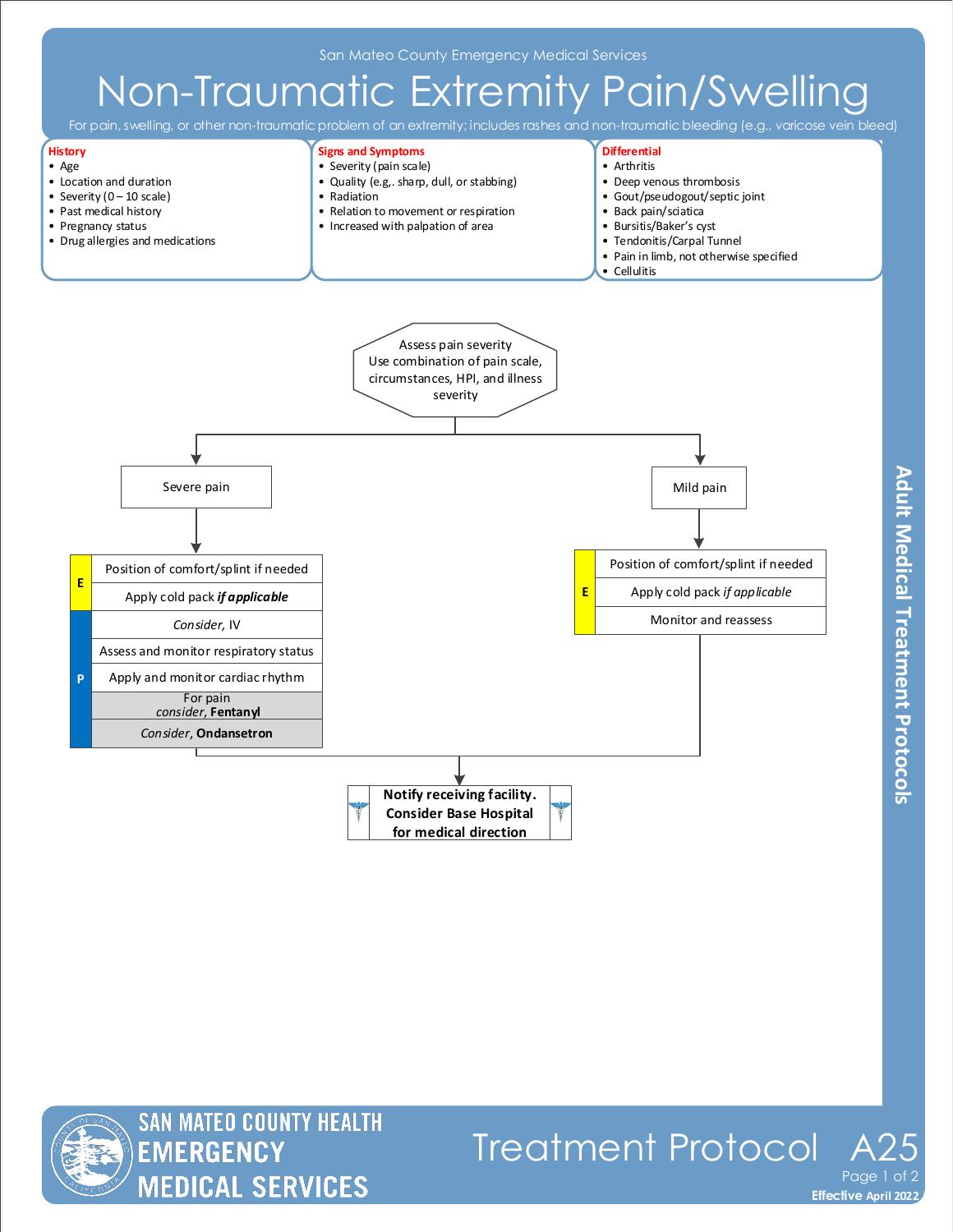San Mateo County Emergency Medical Services

# Non-Traumatic Extremity Pain/Swelling

For pain, swelling, or other non-traumatic problem of an extremity; includes rashes and non-traumatic bleeding (e.g., varicose vein bleed)

**History**
- Age
- Location and duration
- Severity (0 – 10 scale)
- Past medical history
- Pregnancy status
- Drug allergies and medications

**Signs and Symptoms**
- Severity (pain scale)
- Quality (e.g,. sharp, dull, or stabbing)
- Radiation
- Relation to movement or respiration
- Increased with palpation of area

**Differential**
- Arthritis
- Deep venous thrombosis
- Gout/pseudogout/septic joint
- Back pain/sciatica
- Bursitis/Baker's cyst
- Tendonitis/Carpal Tunnel
- Pain in limb, not otherwise specified
- Cellulitis

Assess pain severity
Use combination of pain scale, circumstances, HPI, and illness severity

**Severe pain**

| | |
|---|---|
| E | Position of comfort/splint if needed |
| E | Apply cold pack ***if applicable*** |
| P | *Consider*, IV |
| P | Assess and monitor respiratory status |
| P | Apply and monitor cardiac rhythm |
| P | For pain *consider*, **Fentanyl** |
| P | *Consider*, **Ondansetron** |

**Mild pain**

| | |
|---|---|
| E | Position of comfort/splint if needed |
| E | Apply cold pack *if applicable* |
| E | Monitor and reassess |

**Notify receiving facility. Consider Base Hospital for medical direction**

Adult Medical Treatment Protocols

SAN MATEO COUNTY HEALTH EMERGENCY MEDICAL SERVICES

Treatment Protocol A25

Effective April 2022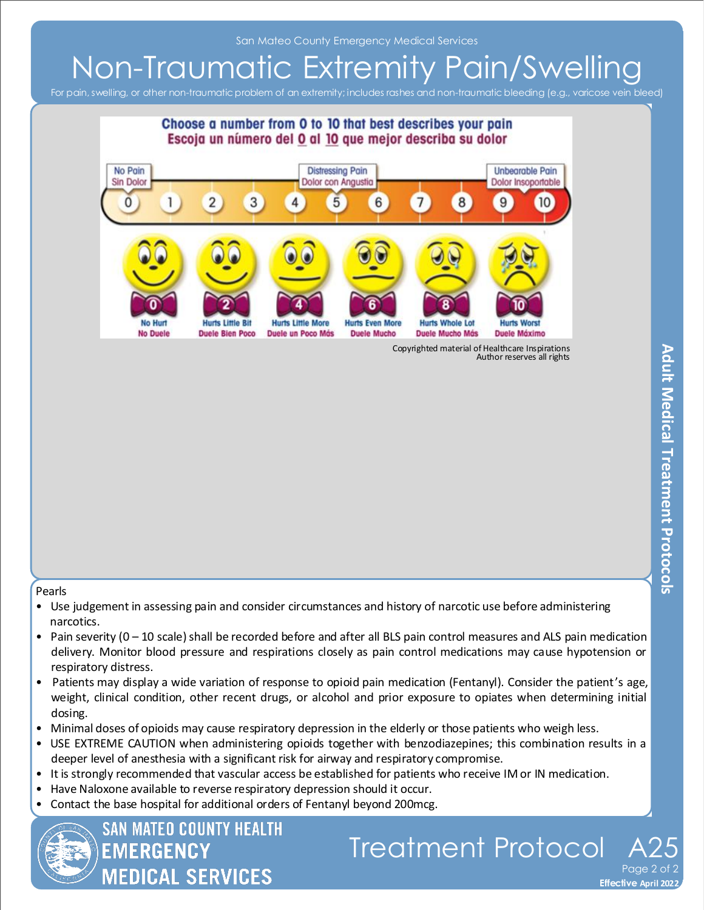San Mateo County Emergency Medical Services

# Non-Traumatic Extremity Pain/Swelling

For pain, swelling, or other non-traumatic problem of an extremity; includes rashes and non-traumatic bleeding (e.g., varicose vein bleed)

Choose a number from 0 to 10 that best describes your pain
Escoja un número del 0 al 10 que mejor describa su dolor

No Pain / Sin Dolor
Distressing Pain / Dolor con Angustia
Unbearable Pain / Dolor Insoportable

0 1 2 3 4 5 6 7 8 9 10

0 No Hurt / No Duele
2 Hurts Little Bit / Duele Bien Poco
4 Hurts Little More / Duele un Poco Más
6 Hurts Even More / Duele Mucho
8 Hurts Whole Lot / Duele Mucho Más
10 Hurts Worst / Duele Máximo

Copyrighted material of Healthcare Inspirations
Author reserves all rights

## Pearls

- Use judgement in assessing pain and consider circumstances and history of narcotic use before administering narcotics.
- Pain severity (0 – 10 scale) shall be recorded before and after all BLS pain control measures and ALS pain medication delivery. Monitor blood pressure and respirations closely as pain control medications may cause hypotension or respiratory distress.
- Patients may display a wide variation of response to opioid pain medication (Fentanyl). Consider the patient's age, weight, clinical condition, other recent drugs, or alcohol and prior exposure to opiates when determining initial dosing.
- Minimal doses of opioids may cause respiratory depression in the elderly or those patients who weigh less.
- USE EXTREME CAUTION when administering opioids together with benzodiazepines; this combination results in a deeper level of anesthesia with a significant risk for airway and respiratory compromise.
- It is strongly recommended that vascular access be established for patients who receive IM or IN medication.
- Have Naloxone available to reverse respiratory depression should it occur.
- Contact the base hospital for additional orders of Fentanyl beyond 200mcg.

Adult Medical Treatment Protocols

SAN MATEO COUNTY HEALTH EMERGENCY MEDICAL SERVICES

Treatment Protocol A25

Effective April 2022